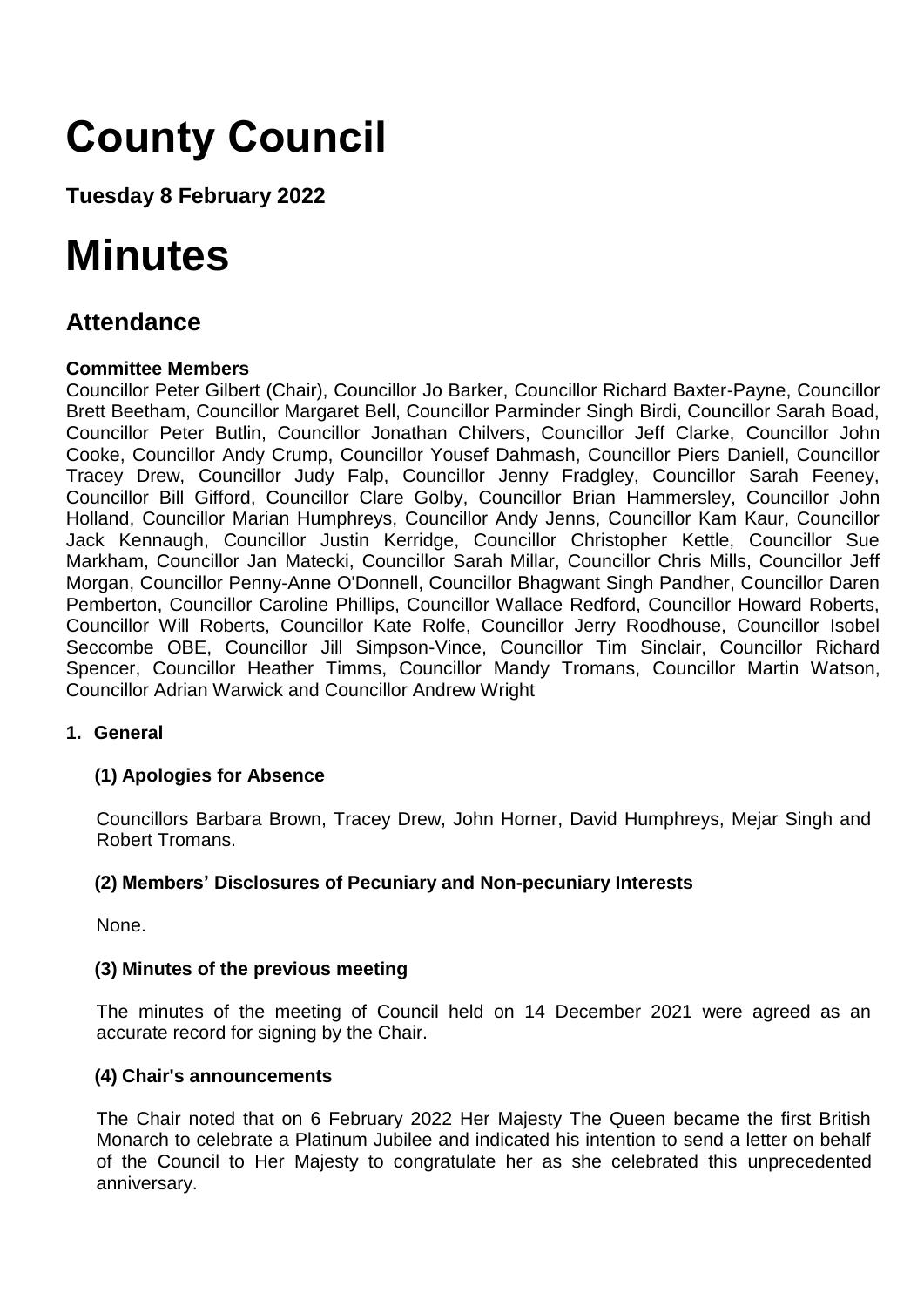# County Council

**Tuesday 8 February 2022**

# Minutes

## Attendance

**Committee Members**

Councillor Peter Gilbert (Chair), Councillor Jo Barker, Councillor Richard Baxter-Payne, Councillor Brett Beetham, Councillor Margaret Bell, Councillor Parminder Singh Birdi, Councillor Sarah Boad, Councillor Peter Butlin, Councillor Jonathan Chilvers, Councillor Jeff Clarke, Councillor John Cooke, Councillor Andy Crump, Councillor Yousef Dahmash, Councillor Piers Daniell, Councillor Tracey Drew, Councillor Judy Falp, Councillor Jenny Fradgley, Councillor Sarah Feeney, Councillor Bill Gifford, Councillor Clare Golby, Councillor Brian Hammersley, Councillor John Holland, Councillor Marian Humphreys, Councillor Andy Jenns, Councillor Kam Kaur, Councillor Jack Kennaugh, Councillor Justin Kerridge, Councillor Christopher Kettle, Councillor Sue Markham, Councillor Jan Matecki, Councillor Sarah Millar, Councillor Chris Mills, Councillor Jeff Morgan, Councillor Penny-Anne O'Donnell, Councillor Bhagwant Singh Pandher, Councillor Daren Pemberton, Councillor Caroline Phillips, Councillor Wallace Redford, Councillor Howard Roberts, Councillor Will Roberts, Councillor Kate Rolfe, Councillor Jerry Roodhouse, Councillor Isobel Seccombe OBE, Councillor Jill Simpson-Vince, Councillor Tim Sinclair, Councillor Richard Spencer, Councillor Heather Timms, Councillor Mandy Tromans, Councillor Martin Watson, Councillor Adrian Warwick and Councillor Andrew Wright

**1. General**

**(1) Apologies for Absence**

Councillors Barbara Brown, Tracey Drew, John Horner, David Humphreys, Mejar Singh and Robert Tromans.

**(2) Members' Disclosures of Pecuniary and Non-pecuniary Interests**

None.

**(3) Minutes of the previous meeting**

The minutes of the meeting of Council held on 14 December 2021 were agreed as an accurate record for signing by the Chair.

**(4) Chair's announcements**

The Chair noted that on 6 February 2022 Her Majesty The Queen became the first British Monarch to celebrate a Platinum Jubilee and indicated his intention to send a letter on behalf of the Council to Her Majesty to congratulate her as she celebrated this unprecedented anniversary.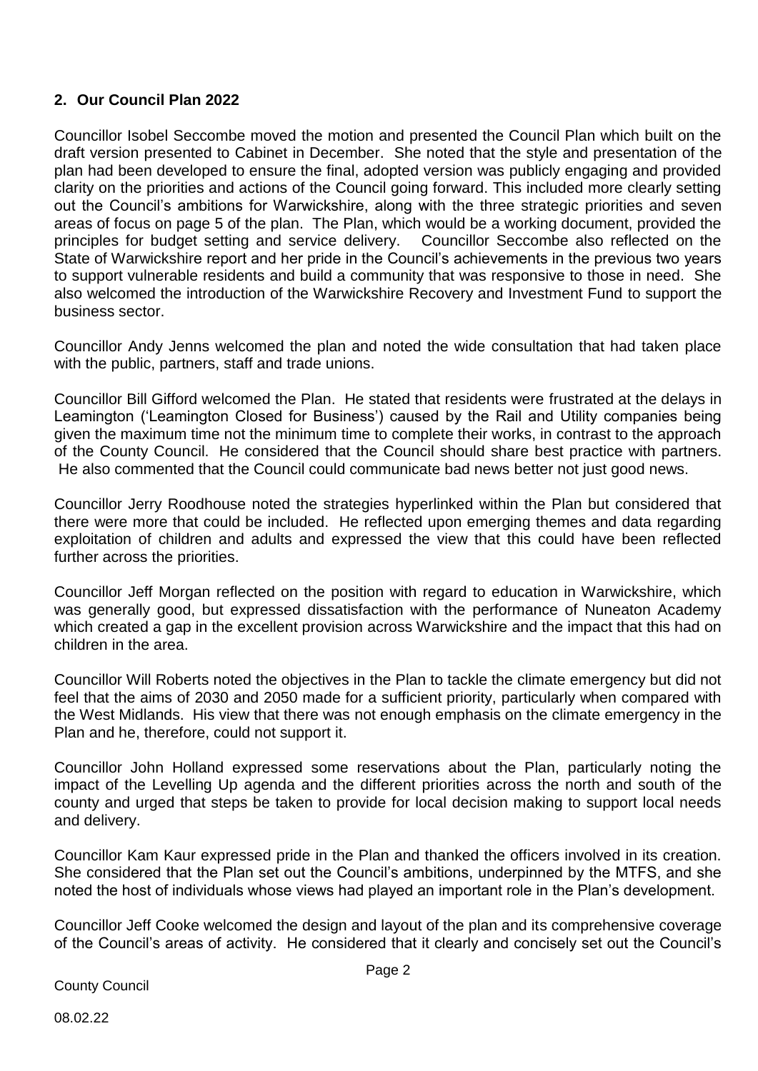## 2. Our Council Plan 2022

Councillor Isobel Seccombe moved the motion and presented the Council Plan which built on the draft version presented to Cabinet in December. She noted that the style and presentation of the plan had been developed to ensure the final, adopted version was publicly engaging and provided clarity on the priorities and actions of the Council going forward. This included more clearly setting out the Council's ambitions for Warwickshire, along with the three strategic priorities and seven areas of focus on page 5 of the plan. The Plan, which would be a working document, provided the principles for budget setting and service delivery. Councillor Seccombe also reflected on the State of Warwickshire report and her pride in the Council's achievements in the previous two years to support vulnerable residents and build a community that was responsive to those in need. She also welcomed the introduction of the Warwickshire Recovery and Investment Fund to support the business sector.

Councillor Andy Jenns welcomed the plan and noted the wide consultation that had taken place with the public, partners, staff and trade unions.

Councillor Bill Gifford welcomed the Plan. He stated that residents were frustrated at the delays in Leamington ('Leamington Closed for Business') caused by the Rail and Utility companies being given the maximum time not the minimum time to complete their works, in contrast to the approach of the County Council. He considered that the Council should share best practice with partners. He also commented that the Council could communicate bad news better not just good news.

Councillor Jerry Roodhouse noted the strategies hyperlinked within the Plan but considered that there were more that could be included. He reflected upon emerging themes and data regarding exploitation of children and adults and expressed the view that this could have been reflected further across the priorities.

Councillor Jeff Morgan reflected on the position with regard to education in Warwickshire, which was generally good, but expressed dissatisfaction with the performance of Nuneaton Academy which created a gap in the excellent provision across Warwickshire and the impact that this had on children in the area.

Councillor Will Roberts noted the objectives in the Plan to tackle the climate emergency but did not feel that the aims of 2030 and 2050 made for a sufficient priority, particularly when compared with the West Midlands. His view that there was not enough emphasis on the climate emergency in the Plan and he, therefore, could not support it.

Councillor John Holland expressed some reservations about the Plan, particularly noting the impact of the Levelling Up agenda and the different priorities across the north and south of the county and urged that steps be taken to provide for local decision making to support local needs and delivery.

Councillor Kam Kaur expressed pride in the Plan and thanked the officers involved in its creation. She considered that the Plan set out the Council's ambitions, underpinned by the MTFS, and she noted the host of individuals whose views had played an important role in the Plan's development.

Councillor Jeff Cooke welcomed the design and layout of the plan and its comprehensive coverage of the Council's areas of activity. He considered that it clearly and concisely set out the Council's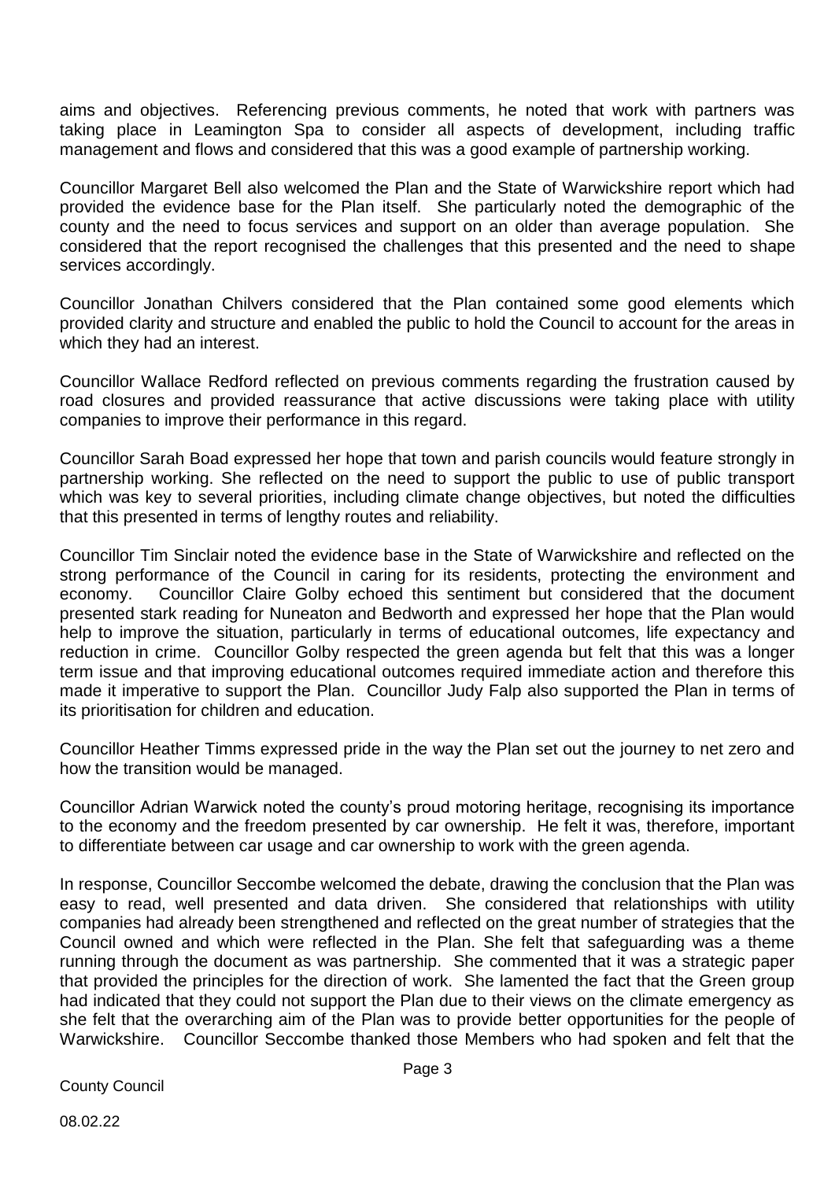aims and objectives. Referencing previous comments, he noted that work with partners was taking place in Leamington Spa to consider all aspects of development, including traffic management and flows and considered that this was a good example of partnership working.

Councillor Margaret Bell also welcomed the Plan and the State of Warwickshire report which had provided the evidence base for the Plan itself. She particularly noted the demographic of the county and the need to focus services and support on an older than average population. She considered that the report recognised the challenges that this presented and the need to shape services accordingly.

Councillor Jonathan Chilvers considered that the Plan contained some good elements which provided clarity and structure and enabled the public to hold the Council to account for the areas in which they had an interest.

Councillor Wallace Redford reflected on previous comments regarding the frustration caused by road closures and provided reassurance that active discussions were taking place with utility companies to improve their performance in this regard.

Councillor Sarah Boad expressed her hope that town and parish councils would feature strongly in partnership working. She reflected on the need to support the public to use of public transport which was key to several priorities, including climate change objectives, but noted the difficulties that this presented in terms of lengthy routes and reliability.

Councillor Tim Sinclair noted the evidence base in the State of Warwickshire and reflected on the strong performance of the Council in caring for its residents, protecting the environment and economy. Councillor Claire Golby echoed this sentiment but considered that the document presented stark reading for Nuneaton and Bedworth and expressed her hope that the Plan would help to improve the situation, particularly in terms of educational outcomes, life expectancy and reduction in crime. Councillor Golby respected the green agenda but felt that this was a longer term issue and that improving educational outcomes required immediate action and therefore this made it imperative to support the Plan. Councillor Judy Falp also supported the Plan in terms of its prioritisation for children and education.

Councillor Heather Timms expressed pride in the way the Plan set out the journey to net zero and how the transition would be managed.

Councillor Adrian Warwick noted the county's proud motoring heritage, recognising its importance to the economy and the freedom presented by car ownership. He felt it was, therefore, important to differentiate between car usage and car ownership to work with the green agenda.

In response, Councillor Seccombe welcomed the debate, drawing the conclusion that the Plan was easy to read, well presented and data driven. She considered that relationships with utility companies had already been strengthened and reflected on the great number of strategies that the Council owned and which were reflected in the Plan. She felt that safeguarding was a theme running through the document as was partnership. She commented that it was a strategic paper that provided the principles for the direction of work. She lamented the fact that the Green group had indicated that they could not support the Plan due to their views on the climate emergency as she felt that the overarching aim of the Plan was to provide better opportunities for the people of Warwickshire. Councillor Seccombe thanked those Members who had spoken and felt that the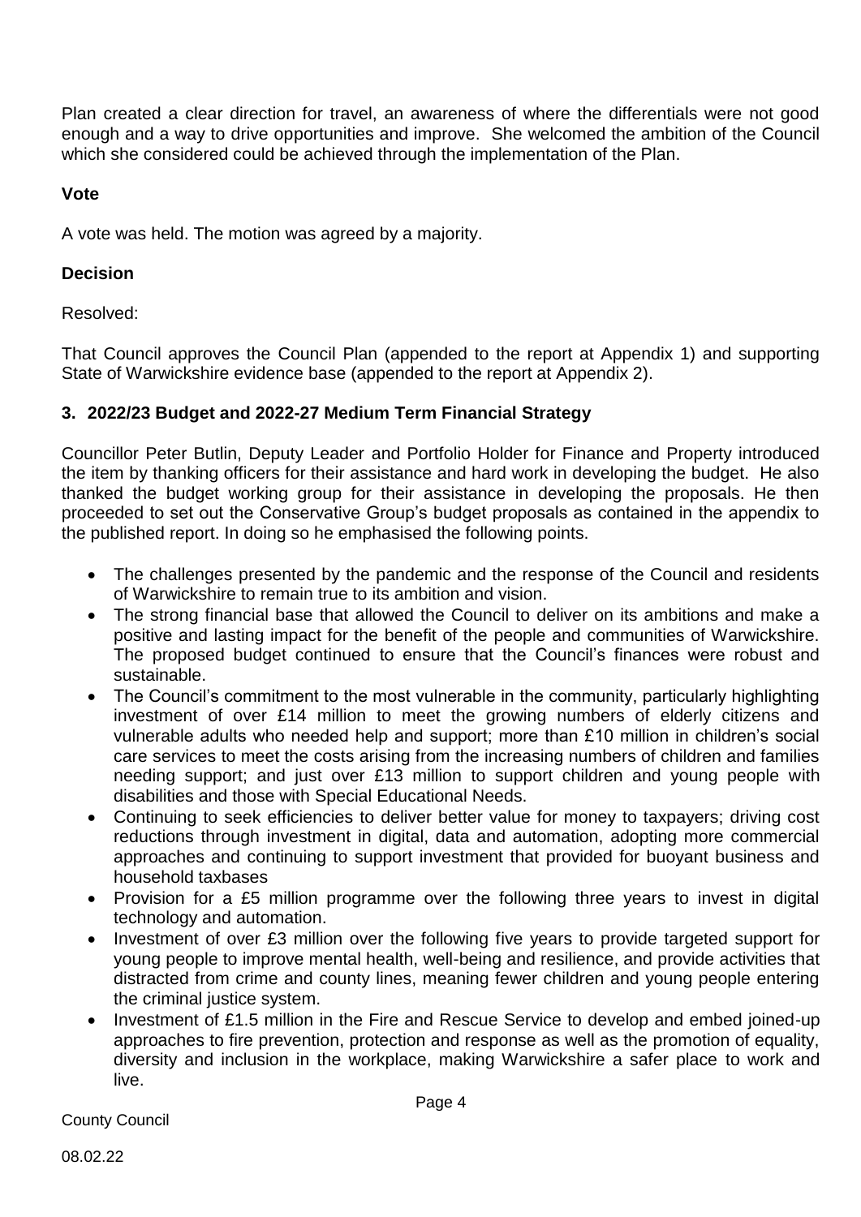Plan created a clear direction for travel, an awareness of where the differentials were not good enough and a way to drive opportunities and improve. She welcomed the ambition of the Council which she considered could be achieved through the implementation of the Plan.

**Vote**

A vote was held. The motion was agreed by a majority.

**Decision**

Resolved:

That Council approves the Council Plan (appended to the report at Appendix 1) and supporting State of Warwickshire evidence base (appended to the report at Appendix 2).

### 3. 2022/23 Budget and 2022-27 Medium Term Financial Strategy

Councillor Peter Butlin, Deputy Leader and Portfolio Holder for Finance and Property introduced the item by thanking officers for their assistance and hard work in developing the budget. He also thanked the budget working group for their assistance in developing the proposals. He then proceeded to set out the Conservative Group's budget proposals as contained in the appendix to the published report. In doing so he emphasised the following points.

- The challenges presented by the pandemic and the response of the Council and residents of Warwickshire to remain true to its ambition and vision.
- The strong financial base that allowed the Council to deliver on its ambitions and make a positive and lasting impact for the benefit of the people and communities of Warwickshire. The proposed budget continued to ensure that the Council's finances were robust and sustainable.
- The Council's commitment to the most vulnerable in the community, particularly highlighting investment of over £14 million to meet the growing numbers of elderly citizens and vulnerable adults who needed help and support; more than £10 million in children's social care services to meet the costs arising from the increasing numbers of children and families needing support; and just over £13 million to support children and young people with disabilities and those with Special Educational Needs.
- Continuing to seek efficiencies to deliver better value for money to taxpayers; driving cost reductions through investment in digital, data and automation, adopting more commercial approaches and continuing to support investment that provided for buoyant business and household taxbases
- Provision for a £5 million programme over the following three years to invest in digital technology and automation.
- Investment of over £3 million over the following five years to provide targeted support for young people to improve mental health, well-being and resilience, and provide activities that distracted from crime and county lines, meaning fewer children and young people entering the criminal justice system.
- Investment of £1.5 million in the Fire and Rescue Service to develop and embed joined-up approaches to fire prevention, protection and response as well as the promotion of equality, diversity and inclusion in the workplace, making Warwickshire a safer place to work and live.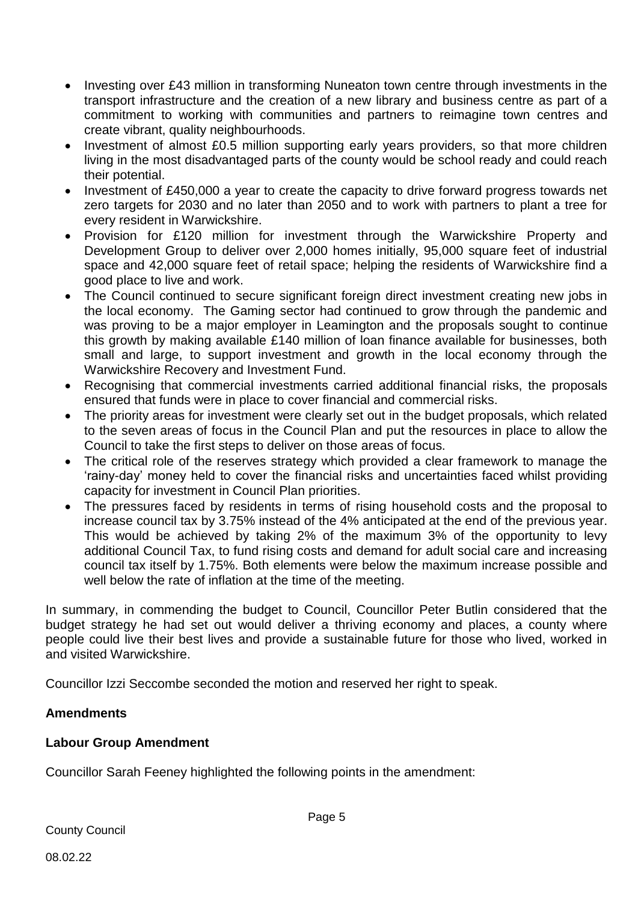- Investing over £43 million in transforming Nuneaton town centre through investments in the transport infrastructure and the creation of a new library and business centre as part of a commitment to working with communities and partners to reimagine town centres and create vibrant, quality neighbourhoods.
- Investment of almost £0.5 million supporting early years providers, so that more children living in the most disadvantaged parts of the county would be school ready and could reach their potential.
- Investment of £450,000 a year to create the capacity to drive forward progress towards net zero targets for 2030 and no later than 2050 and to work with partners to plant a tree for every resident in Warwickshire.
- Provision for £120 million for investment through the Warwickshire Property and Development Group to deliver over 2,000 homes initially, 95,000 square feet of industrial space and 42,000 square feet of retail space; helping the residents of Warwickshire find a good place to live and work.
- The Council continued to secure significant foreign direct investment creating new jobs in the local economy. The Gaming sector had continued to grow through the pandemic and was proving to be a major employer in Leamington and the proposals sought to continue this growth by making available £140 million of loan finance available for businesses, both small and large, to support investment and growth in the local economy through the Warwickshire Recovery and Investment Fund.
- Recognising that commercial investments carried additional financial risks, the proposals ensured that funds were in place to cover financial and commercial risks.
- The priority areas for investment were clearly set out in the budget proposals, which related to the seven areas of focus in the Council Plan and put the resources in place to allow the Council to take the first steps to deliver on those areas of focus.
- The critical role of the reserves strategy which provided a clear framework to manage the 'rainy-day' money held to cover the financial risks and uncertainties faced whilst providing capacity for investment in Council Plan priorities.
- The pressures faced by residents in terms of rising household costs and the proposal to increase council tax by 3.75% instead of the 4% anticipated at the end of the previous year. This would be achieved by taking 2% of the maximum 3% of the opportunity to levy additional Council Tax, to fund rising costs and demand for adult social care and increasing council tax itself by 1.75%. Both elements were below the maximum increase possible and well below the rate of inflation at the time of the meeting.

In summary, in commending the budget to Council, Councillor Peter Butlin considered that the budget strategy he had set out would deliver a thriving economy and places, a county where people could live their best lives and provide a sustainable future for those who lived, worked in and visited Warwickshire.

Councillor Izzi Seccombe seconded the motion and reserved her right to speak.

**Amendments**

**Labour Group Amendment**

Councillor Sarah Feeney highlighted the following points in the amendment: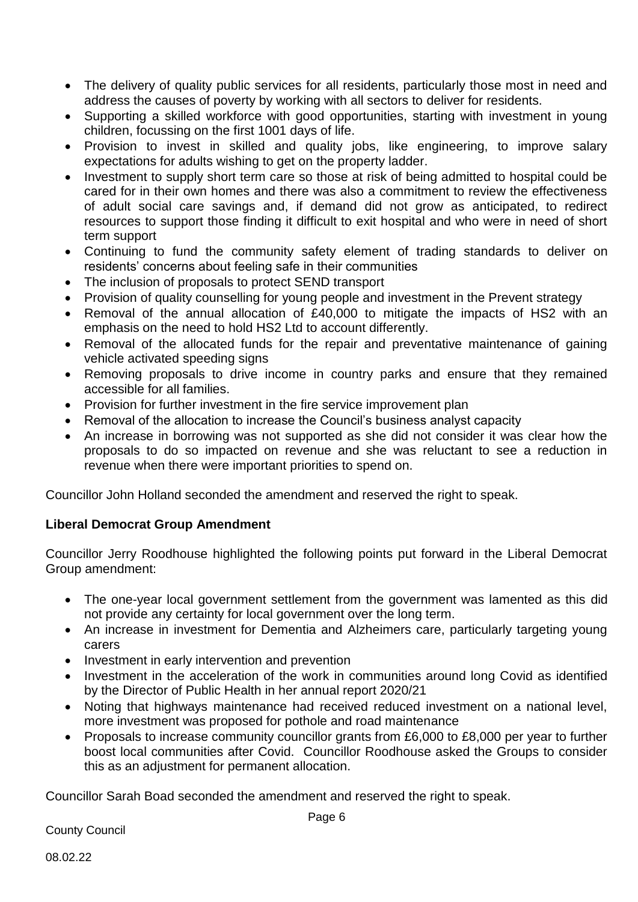- The delivery of quality public services for all residents, particularly those most in need and address the causes of poverty by working with all sectors to deliver for residents.
- Supporting a skilled workforce with good opportunities, starting with investment in young children, focussing on the first 1001 days of life.
- Provision to invest in skilled and quality jobs, like engineering, to improve salary expectations for adults wishing to get on the property ladder.
- Investment to supply short term care so those at risk of being admitted to hospital could be cared for in their own homes and there was also a commitment to review the effectiveness of adult social care savings and, if demand did not grow as anticipated, to redirect resources to support those finding it difficult to exit hospital and who were in need of short term support
- Continuing to fund the community safety element of trading standards to deliver on residents' concerns about feeling safe in their communities
- The inclusion of proposals to protect SEND transport
- Provision of quality counselling for young people and investment in the Prevent strategy
- Removal of the annual allocation of £40,000 to mitigate the impacts of HS2 with an emphasis on the need to hold HS2 Ltd to account differently.
- Removal of the allocated funds for the repair and preventative maintenance of gaining vehicle activated speeding signs
- Removing proposals to drive income in country parks and ensure that they remained accessible for all families.
- Provision for further investment in the fire service improvement plan
- Removal of the allocation to increase the Council's business analyst capacity
- An increase in borrowing was not supported as she did not consider it was clear how the proposals to do so impacted on revenue and she was reluctant to see a reduction in revenue when there were important priorities to spend on.

Councillor John Holland seconded the amendment and reserved the right to speak.

**Liberal Democrat Group Amendment**

Councillor Jerry Roodhouse highlighted the following points put forward in the Liberal Democrat Group amendment:

- The one-year local government settlement from the government was lamented as this did not provide any certainty for local government over the long term.
- An increase in investment for Dementia and Alzheimers care, particularly targeting young carers
- Investment in early intervention and prevention
- Investment in the acceleration of the work in communities around long Covid as identified by the Director of Public Health in her annual report 2020/21
- Noting that highways maintenance had received reduced investment on a national level, more investment was proposed for pothole and road maintenance
- Proposals to increase community councillor grants from £6,000 to £8,000 per year to further boost local communities after Covid. Councillor Roodhouse asked the Groups to consider this as an adjustment for permanent allocation.

Councillor Sarah Boad seconded the amendment and reserved the right to speak.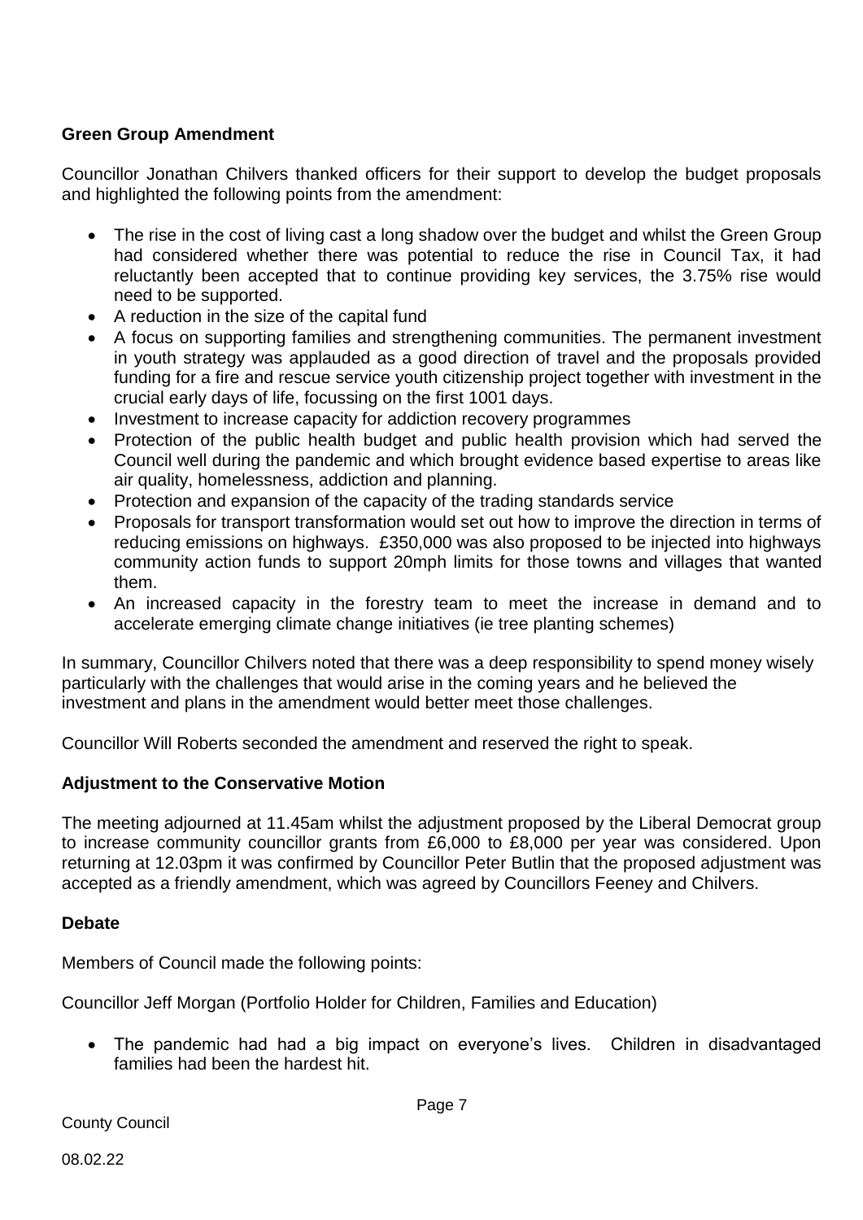**Green Group Amendment**

Councillor Jonathan Chilvers thanked officers for their support to develop the budget proposals and highlighted the following points from the amendment:

- The rise in the cost of living cast a long shadow over the budget and whilst the Green Group had considered whether there was potential to reduce the rise in Council Tax, it had reluctantly been accepted that to continue providing key services, the 3.75% rise would need to be supported.
- A reduction in the size of the capital fund
- A focus on supporting families and strengthening communities. The permanent investment in youth strategy was applauded as a good direction of travel and the proposals provided funding for a fire and rescue service youth citizenship project together with investment in the crucial early days of life, focussing on the first 1001 days.
- Investment to increase capacity for addiction recovery programmes
- Protection of the public health budget and public health provision which had served the Council well during the pandemic and which brought evidence based expertise to areas like air quality, homelessness, addiction and planning.
- Protection and expansion of the capacity of the trading standards service
- Proposals for transport transformation would set out how to improve the direction in terms of reducing emissions on highways. £350,000 was also proposed to be injected into highways community action funds to support 20mph limits for those towns and villages that wanted them.
- An increased capacity in the forestry team to meet the increase in demand and to accelerate emerging climate change initiatives (ie tree planting schemes)

In summary, Councillor Chilvers noted that there was a deep responsibility to spend money wisely particularly with the challenges that would arise in the coming years and he believed the investment and plans in the amendment would better meet those challenges.

Councillor Will Roberts seconded the amendment and reserved the right to speak.

**Adjustment to the Conservative Motion**

The meeting adjourned at 11.45am whilst the adjustment proposed by the Liberal Democrat group to increase community councillor grants from £6,000 to £8,000 per year was considered. Upon returning at 12.03pm it was confirmed by Councillor Peter Butlin that the proposed adjustment was accepted as a friendly amendment, which was agreed by Councillors Feeney and Chilvers.

**Debate**

Members of Council made the following points:

Councillor Jeff Morgan (Portfolio Holder for Children, Families and Education)

- The pandemic had had a big impact on everyone's lives. Children in disadvantaged families had been the hardest hit.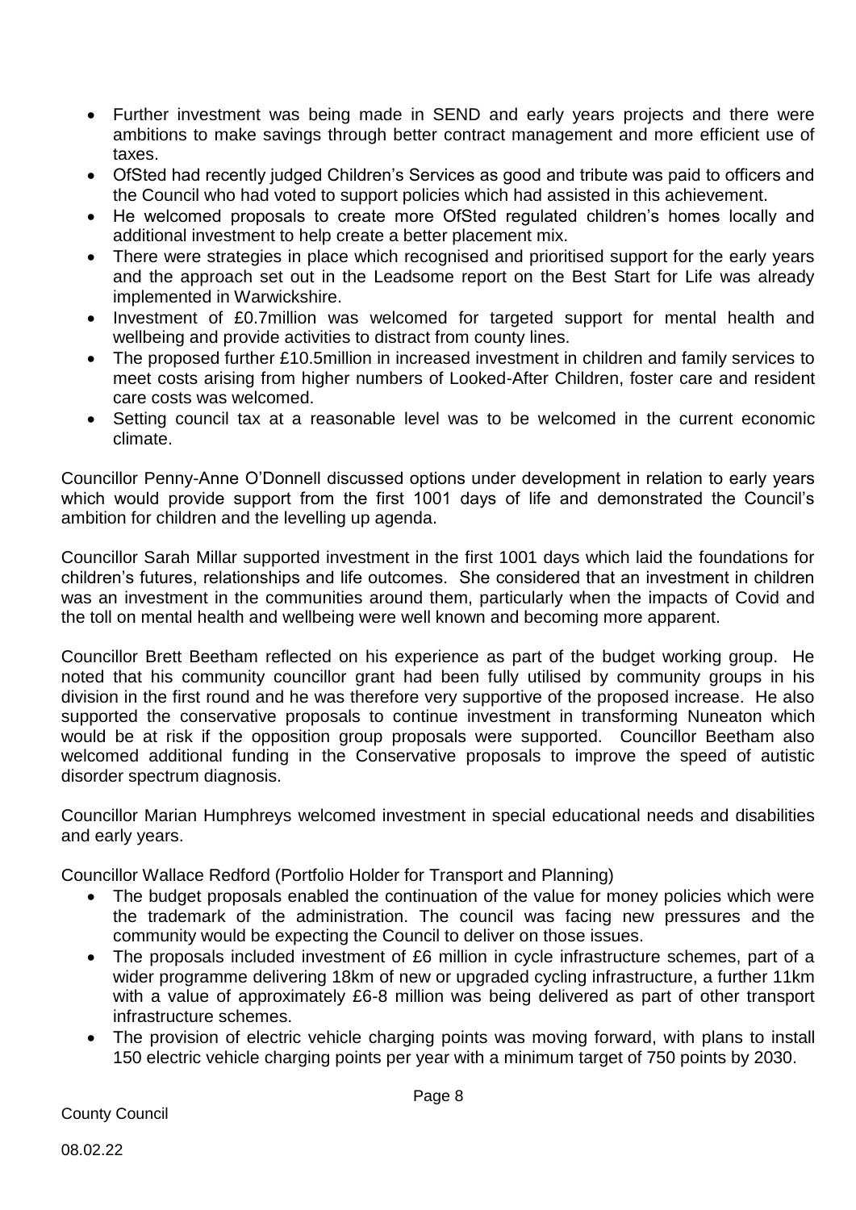- Further investment was being made in SEND and early years projects and there were ambitions to make savings through better contract management and more efficient use of taxes.
- OfSted had recently judged Children's Services as good and tribute was paid to officers and the Council who had voted to support policies which had assisted in this achievement.
- He welcomed proposals to create more OfSted regulated children's homes locally and additional investment to help create a better placement mix.
- There were strategies in place which recognised and prioritised support for the early years and the approach set out in the Leadsome report on the Best Start for Life was already implemented in Warwickshire.
- Investment of £0.7million was welcomed for targeted support for mental health and wellbeing and provide activities to distract from county lines.
- The proposed further £10.5million in increased investment in children and family services to meet costs arising from higher numbers of Looked-After Children, foster care and resident care costs was welcomed.
- Setting council tax at a reasonable level was to be welcomed in the current economic climate.

Councillor Penny-Anne O'Donnell discussed options under development in relation to early years which would provide support from the first 1001 days of life and demonstrated the Council's ambition for children and the levelling up agenda.

Councillor Sarah Millar supported investment in the first 1001 days which laid the foundations for children's futures, relationships and life outcomes. She considered that an investment in children was an investment in the communities around them, particularly when the impacts of Covid and the toll on mental health and wellbeing were well known and becoming more apparent.

Councillor Brett Beetham reflected on his experience as part of the budget working group. He noted that his community councillor grant had been fully utilised by community groups in his division in the first round and he was therefore very supportive of the proposed increase. He also supported the conservative proposals to continue investment in transforming Nuneaton which would be at risk if the opposition group proposals were supported. Councillor Beetham also welcomed additional funding in the Conservative proposals to improve the speed of autistic disorder spectrum diagnosis.

Councillor Marian Humphreys welcomed investment in special educational needs and disabilities and early years.

Councillor Wallace Redford (Portfolio Holder for Transport and Planning)

- The budget proposals enabled the continuation of the value for money policies which were the trademark of the administration. The council was facing new pressures and the community would be expecting the Council to deliver on those issues.
- The proposals included investment of £6 million in cycle infrastructure schemes, part of a wider programme delivering 18km of new or upgraded cycling infrastructure, a further 11km with a value of approximately £6-8 million was being delivered as part of other transport infrastructure schemes.
- The provision of electric vehicle charging points was moving forward, with plans to install 150 electric vehicle charging points per year with a minimum target of 750 points by 2030.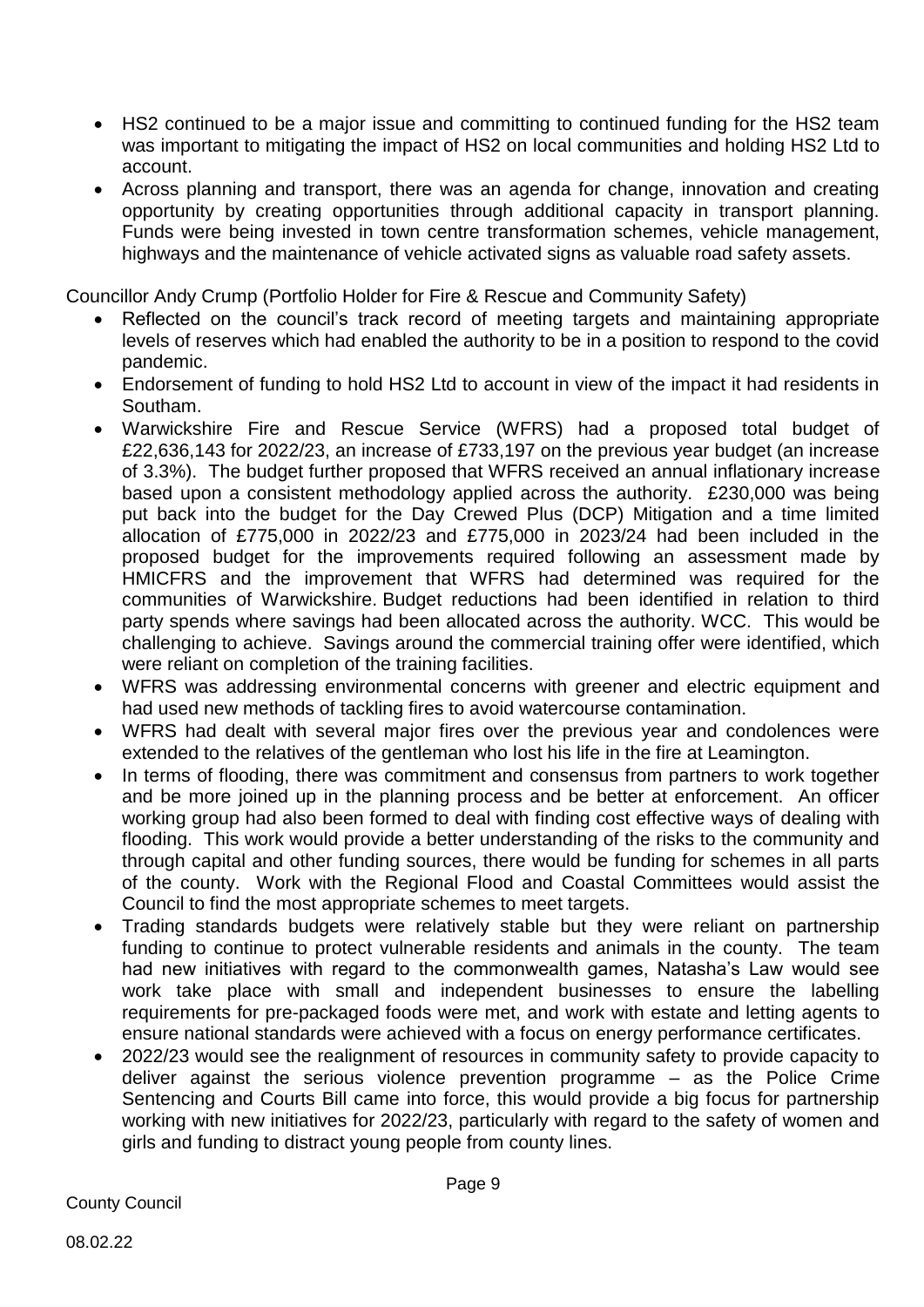- HS2 continued to be a major issue and committing to continued funding for the HS2 team was important to mitigating the impact of HS2 on local communities and holding HS2 Ltd to account.
- Across planning and transport, there was an agenda for change, innovation and creating opportunity by creating opportunities through additional capacity in transport planning. Funds were being invested in town centre transformation schemes, vehicle management, highways and the maintenance of vehicle activated signs as valuable road safety assets.

Councillor Andy Crump (Portfolio Holder for Fire & Rescue and Community Safety)

- Reflected on the council's track record of meeting targets and maintaining appropriate levels of reserves which had enabled the authority to be in a position to respond to the covid pandemic.
- Endorsement of funding to hold HS2 Ltd to account in view of the impact it had residents in Southam.
- Warwickshire Fire and Rescue Service (WFRS) had a proposed total budget of £22,636,143 for 2022/23, an increase of £733,197 on the previous year budget (an increase of 3.3%). The budget further proposed that WFRS received an annual inflationary increase based upon a consistent methodology applied across the authority. £230,000 was being put back into the budget for the Day Crewed Plus (DCP) Mitigation and a time limited allocation of £775,000 in 2022/23 and £775,000 in 2023/24 had been included in the proposed budget for the improvements required following an assessment made by HMICFRS and the improvement that WFRS had determined was required for the communities of Warwickshire. Budget reductions had been identified in relation to third party spends where savings had been allocated across the authority. WCC. This would be challenging to achieve. Savings around the commercial training offer were identified, which were reliant on completion of the training facilities.
- WFRS was addressing environmental concerns with greener and electric equipment and had used new methods of tackling fires to avoid watercourse contamination.
- WFRS had dealt with several major fires over the previous year and condolences were extended to the relatives of the gentleman who lost his life in the fire at Leamington.
- In terms of flooding, there was commitment and consensus from partners to work together and be more joined up in the planning process and be better at enforcement. An officer working group had also been formed to deal with finding cost effective ways of dealing with flooding. This work would provide a better understanding of the risks to the community and through capital and other funding sources, there would be funding for schemes in all parts of the county. Work with the Regional Flood and Coastal Committees would assist the Council to find the most appropriate schemes to meet targets.
- Trading standards budgets were relatively stable but they were reliant on partnership funding to continue to protect vulnerable residents and animals in the county. The team had new initiatives with regard to the commonwealth games, Natasha's Law would see work take place with small and independent businesses to ensure the labelling requirements for pre-packaged foods were met, and work with estate and letting agents to ensure national standards were achieved with a focus on energy performance certificates.
- 2022/23 would see the realignment of resources in community safety to provide capacity to deliver against the serious violence prevention programme – as the Police Crime Sentencing and Courts Bill came into force, this would provide a big focus for partnership working with new initiatives for 2022/23, particularly with regard to the safety of women and girls and funding to distract young people from county lines.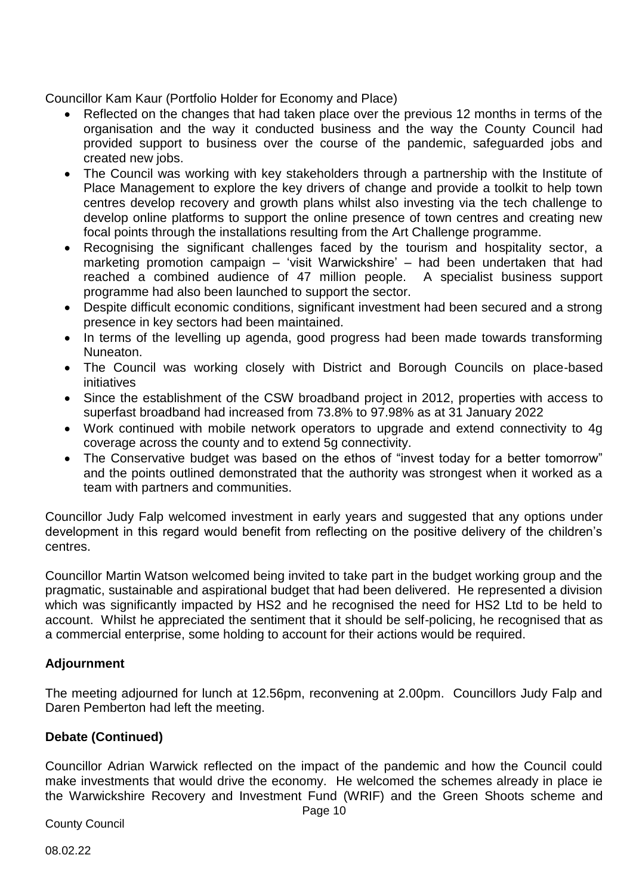Councillor Kam Kaur (Portfolio Holder for Economy and Place)

- Reflected on the changes that had taken place over the previous 12 months in terms of the organisation and the way it conducted business and the way the County Council had provided support to business over the course of the pandemic, safeguarded jobs and created new jobs.
- The Council was working with key stakeholders through a partnership with the Institute of Place Management to explore the key drivers of change and provide a toolkit to help town centres develop recovery and growth plans whilst also investing via the tech challenge to develop online platforms to support the online presence of town centres and creating new focal points through the installations resulting from the Art Challenge programme.
- Recognising the significant challenges faced by the tourism and hospitality sector, a marketing promotion campaign – 'visit Warwickshire' – had been undertaken that had reached a combined audience of 47 million people. A specialist business support programme had also been launched to support the sector.
- Despite difficult economic conditions, significant investment had been secured and a strong presence in key sectors had been maintained.
- In terms of the levelling up agenda, good progress had been made towards transforming Nuneaton.
- The Council was working closely with District and Borough Councils on place-based initiatives
- Since the establishment of the CSW broadband project in 2012, properties with access to superfast broadband had increased from 73.8% to 97.98% as at 31 January 2022
- Work continued with mobile network operators to upgrade and extend connectivity to 4g coverage across the county and to extend 5g connectivity.
- The Conservative budget was based on the ethos of "invest today for a better tomorrow" and the points outlined demonstrated that the authority was strongest when it worked as a team with partners and communities.

Councillor Judy Falp welcomed investment in early years and suggested that any options under development in this regard would benefit from reflecting on the positive delivery of the children's centres.

Councillor Martin Watson welcomed being invited to take part in the budget working group and the pragmatic, sustainable and aspirational budget that had been delivered. He represented a division which was significantly impacted by HS2 and he recognised the need for HS2 Ltd to be held to account. Whilst he appreciated the sentiment that it should be self-policing, he recognised that as a commercial enterprise, some holding to account for their actions would be required.

**Adjournment**

The meeting adjourned for lunch at 12.56pm, reconvening at 2.00pm. Councillors Judy Falp and Daren Pemberton had left the meeting.

**Debate (Continued)**

Councillor Adrian Warwick reflected on the impact of the pandemic and how the Council could make investments that would drive the economy. He welcomed the schemes already in place ie the Warwickshire Recovery and Investment Fund (WRIF) and the Green Shoots scheme and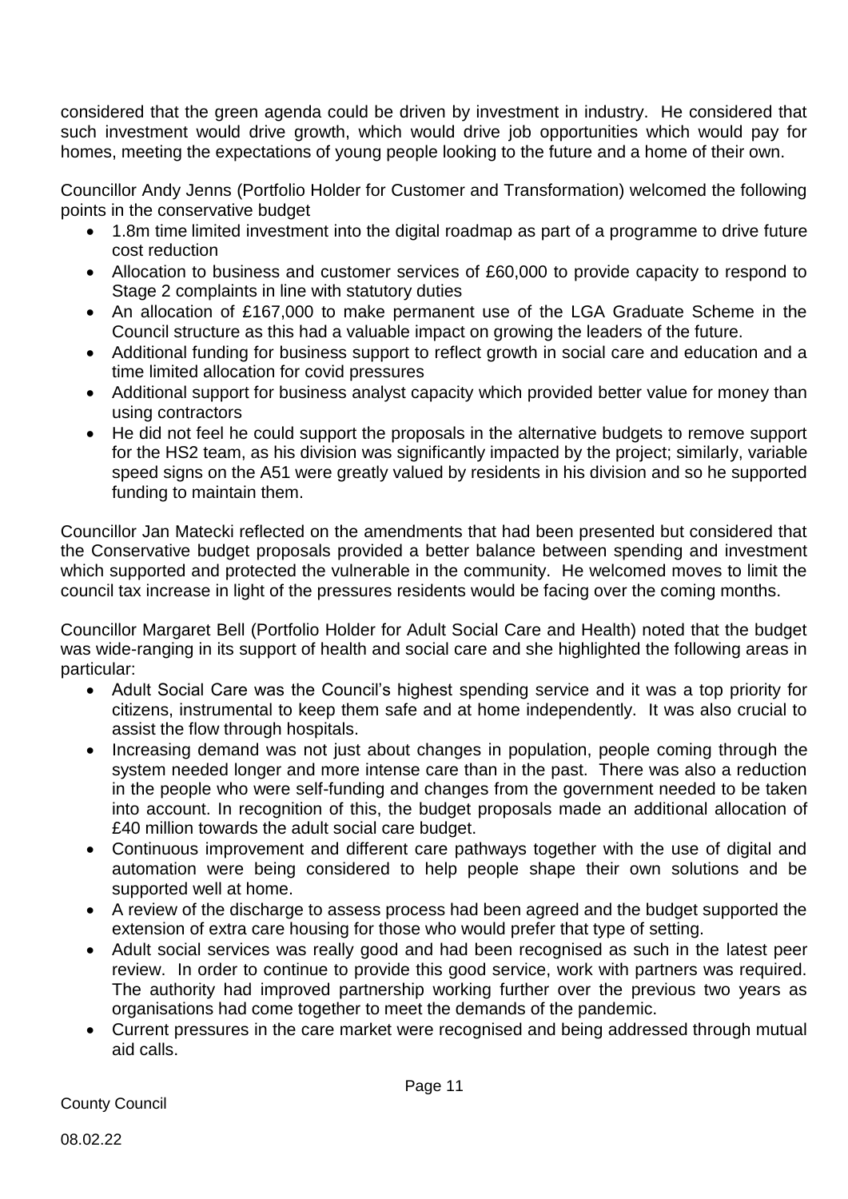considered that the green agenda could be driven by investment in industry. He considered that such investment would drive growth, which would drive job opportunities which would pay for homes, meeting the expectations of young people looking to the future and a home of their own.

Councillor Andy Jenns (Portfolio Holder for Customer and Transformation) welcomed the following points in the conservative budget

- 1.8m time limited investment into the digital roadmap as part of a programme to drive future cost reduction
- Allocation to business and customer services of £60,000 to provide capacity to respond to Stage 2 complaints in line with statutory duties
- An allocation of £167,000 to make permanent use of the LGA Graduate Scheme in the Council structure as this had a valuable impact on growing the leaders of the future.
- Additional funding for business support to reflect growth in social care and education and a time limited allocation for covid pressures
- Additional support for business analyst capacity which provided better value for money than using contractors
- He did not feel he could support the proposals in the alternative budgets to remove support for the HS2 team, as his division was significantly impacted by the project; similarly, variable speed signs on the A51 were greatly valued by residents in his division and so he supported funding to maintain them.

Councillor Jan Matecki reflected on the amendments that had been presented but considered that the Conservative budget proposals provided a better balance between spending and investment which supported and protected the vulnerable in the community. He welcomed moves to limit the council tax increase in light of the pressures residents would be facing over the coming months.

Councillor Margaret Bell (Portfolio Holder for Adult Social Care and Health) noted that the budget was wide-ranging in its support of health and social care and she highlighted the following areas in particular:

- Adult Social Care was the Council's highest spending service and it was a top priority for citizens, instrumental to keep them safe and at home independently. It was also crucial to assist the flow through hospitals.
- Increasing demand was not just about changes in population, people coming through the system needed longer and more intense care than in the past. There was also a reduction in the people who were self-funding and changes from the government needed to be taken into account. In recognition of this, the budget proposals made an additional allocation of £40 million towards the adult social care budget.
- Continuous improvement and different care pathways together with the use of digital and automation were being considered to help people shape their own solutions and be supported well at home.
- A review of the discharge to assess process had been agreed and the budget supported the extension of extra care housing for those who would prefer that type of setting.
- Adult social services was really good and had been recognised as such in the latest peer review. In order to continue to provide this good service, work with partners was required. The authority had improved partnership working further over the previous two years as organisations had come together to meet the demands of the pandemic.
- Current pressures in the care market were recognised and being addressed through mutual aid calls.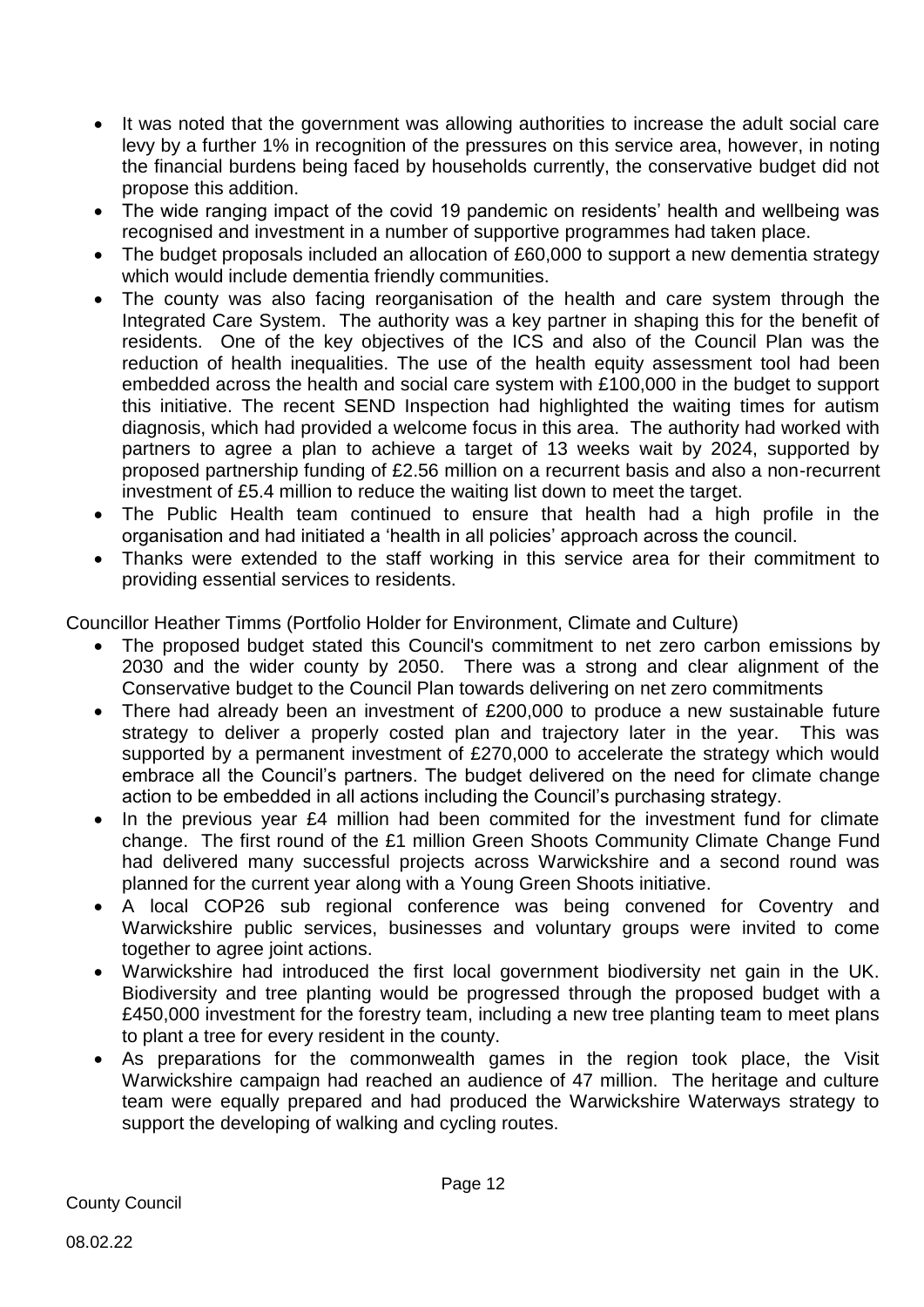- It was noted that the government was allowing authorities to increase the adult social care levy by a further 1% in recognition of the pressures on this service area, however, in noting the financial burdens being faced by households currently, the conservative budget did not propose this addition.
- The wide ranging impact of the covid 19 pandemic on residents' health and wellbeing was recognised and investment in a number of supportive programmes had taken place.
- The budget proposals included an allocation of £60,000 to support a new dementia strategy which would include dementia friendly communities.
- The county was also facing reorganisation of the health and care system through the Integrated Care System. The authority was a key partner in shaping this for the benefit of residents. One of the key objectives of the ICS and also of the Council Plan was the reduction of health inequalities. The use of the health equity assessment tool had been embedded across the health and social care system with £100,000 in the budget to support this initiative. The recent SEND Inspection had highlighted the waiting times for autism diagnosis, which had provided a welcome focus in this area. The authority had worked with partners to agree a plan to achieve a target of 13 weeks wait by 2024, supported by proposed partnership funding of £2.56 million on a recurrent basis and also a non-recurrent investment of £5.4 million to reduce the waiting list down to meet the target.
- The Public Health team continued to ensure that health had a high profile in the organisation and had initiated a 'health in all policies' approach across the council.
- Thanks were extended to the staff working in this service area for their commitment to providing essential services to residents.

Councillor Heather Timms (Portfolio Holder for Environment, Climate and Culture)

- The proposed budget stated this Council's commitment to net zero carbon emissions by 2030 and the wider county by 2050. There was a strong and clear alignment of the Conservative budget to the Council Plan towards delivering on net zero commitments
- There had already been an investment of £200,000 to produce a new sustainable future strategy to deliver a properly costed plan and trajectory later in the year. This was supported by a permanent investment of £270,000 to accelerate the strategy which would embrace all the Council's partners. The budget delivered on the need for climate change action to be embedded in all actions including the Council's purchasing strategy.
- In the previous year £4 million had been commited for the investment fund for climate change. The first round of the £1 million Green Shoots Community Climate Change Fund had delivered many successful projects across Warwickshire and a second round was planned for the current year along with a Young Green Shoots initiative.
- A local COP26 sub regional conference was being convened for Coventry and Warwickshire public services, businesses and voluntary groups were invited to come together to agree joint actions.
- Warwickshire had introduced the first local government biodiversity net gain in the UK. Biodiversity and tree planting would be progressed through the proposed budget with a £450,000 investment for the forestry team, including a new tree planting team to meet plans to plant a tree for every resident in the county.
- As preparations for the commonwealth games in the region took place, the Visit Warwickshire campaign had reached an audience of 47 million. The heritage and culture team were equally prepared and had produced the Warwickshire Waterways strategy to support the developing of walking and cycling routes.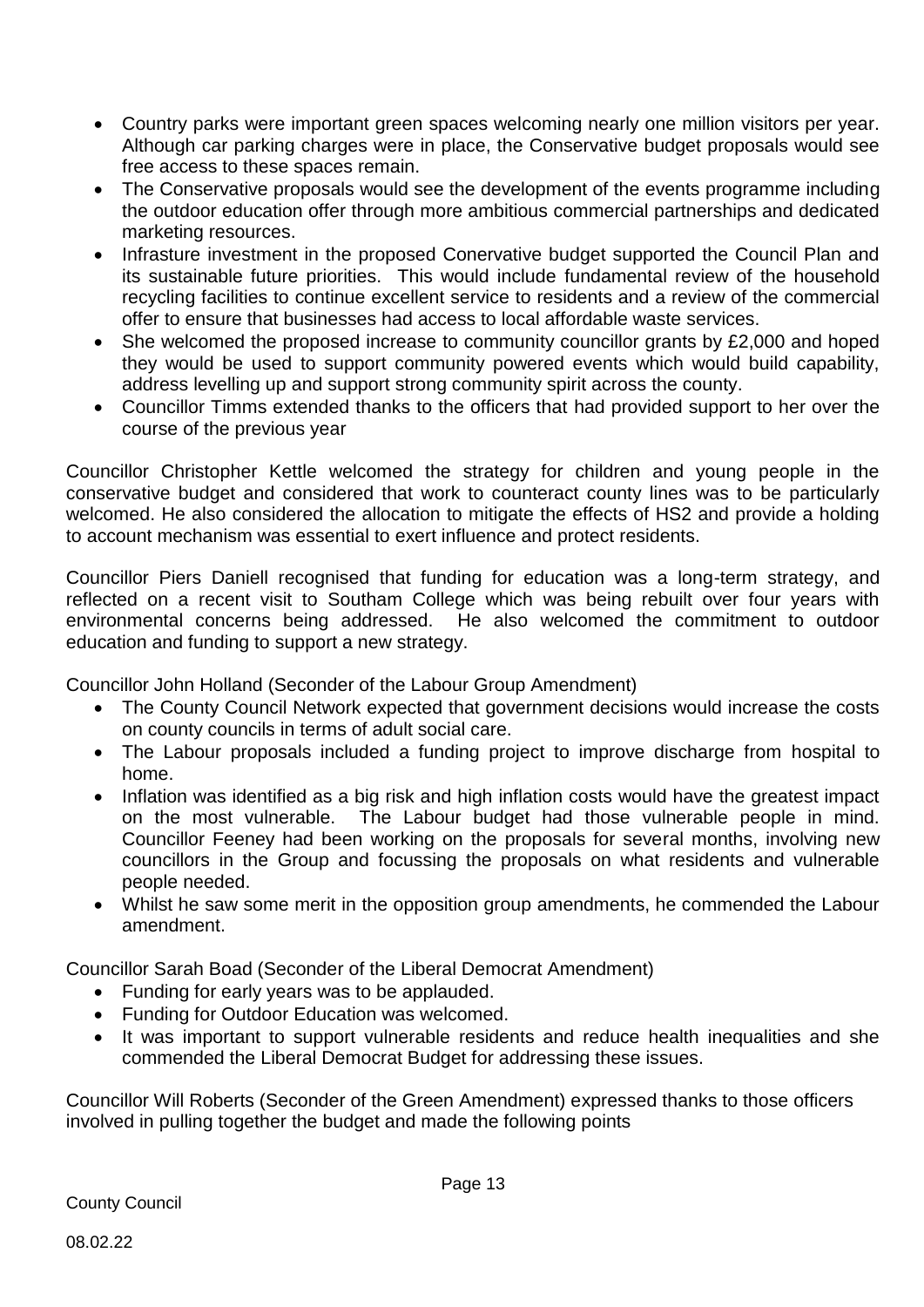- Country parks were important green spaces welcoming nearly one million visitors per year. Although car parking charges were in place, the Conservative budget proposals would see free access to these spaces remain.
- The Conservative proposals would see the development of the events programme including the outdoor education offer through more ambitious commercial partnerships and dedicated marketing resources.
- Infrasture investment in the proposed Conervative budget supported the Council Plan and its sustainable future priorities. This would include fundamental review of the household recycling facilities to continue excellent service to residents and a review of the commercial offer to ensure that businesses had access to local affordable waste services.
- She welcomed the proposed increase to community councillor grants by £2,000 and hoped they would be used to support community powered events which would build capability, address levelling up and support strong community spirit across the county.
- Councillor Timms extended thanks to the officers that had provided support to her over the course of the previous year

Councillor Christopher Kettle welcomed the strategy for children and young people in the conservative budget and considered that work to counteract county lines was to be particularly welcomed. He also considered the allocation to mitigate the effects of HS2 and provide a holding to account mechanism was essential to exert influence and protect residents.

Councillor Piers Daniell recognised that funding for education was a long-term strategy, and reflected on a recent visit to Southam College which was being rebuilt over four years with environmental concerns being addressed. He also welcomed the commitment to outdoor education and funding to support a new strategy.

Councillor John Holland (Seconder of the Labour Group Amendment)

- The County Council Network expected that government decisions would increase the costs on county councils in terms of adult social care.
- The Labour proposals included a funding project to improve discharge from hospital to home.
- Inflation was identified as a big risk and high inflation costs would have the greatest impact on the most vulnerable. The Labour budget had those vulnerable people in mind. Councillor Feeney had been working on the proposals for several months, involving new councillors in the Group and focussing the proposals on what residents and vulnerable people needed.
- Whilst he saw some merit in the opposition group amendments, he commended the Labour amendment.

Councillor Sarah Boad (Seconder of the Liberal Democrat Amendment)

- Funding for early years was to be applauded.
- Funding for Outdoor Education was welcomed.
- It was important to support vulnerable residents and reduce health inequalities and she commended the Liberal Democrat Budget for addressing these issues.

Councillor Will Roberts (Seconder of the Green Amendment) expressed thanks to those officers involved in pulling together the budget and made the following points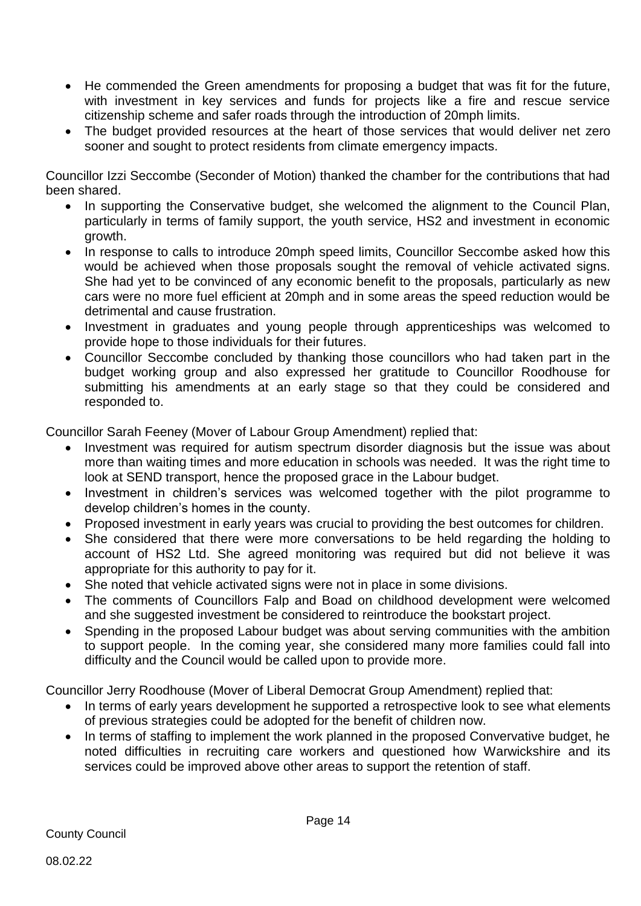- He commended the Green amendments for proposing a budget that was fit for the future, with investment in key services and funds for projects like a fire and rescue service citizenship scheme and safer roads through the introduction of 20mph limits.
- The budget provided resources at the heart of those services that would deliver net zero sooner and sought to protect residents from climate emergency impacts.

Councillor Izzi Seccombe (Seconder of Motion) thanked the chamber for the contributions that had been shared.

- In supporting the Conservative budget, she welcomed the alignment to the Council Plan, particularly in terms of family support, the youth service, HS2 and investment in economic growth.
- In response to calls to introduce 20mph speed limits, Councillor Seccombe asked how this would be achieved when those proposals sought the removal of vehicle activated signs. She had yet to be convinced of any economic benefit to the proposals, particularly as new cars were no more fuel efficient at 20mph and in some areas the speed reduction would be detrimental and cause frustration.
- Investment in graduates and young people through apprenticeships was welcomed to provide hope to those individuals for their futures.
- Councillor Seccombe concluded by thanking those councillors who had taken part in the budget working group and also expressed her gratitude to Councillor Roodhouse for submitting his amendments at an early stage so that they could be considered and responded to.

Councillor Sarah Feeney (Mover of Labour Group Amendment) replied that:

- Investment was required for autism spectrum disorder diagnosis but the issue was about more than waiting times and more education in schools was needed. It was the right time to look at SEND transport, hence the proposed grace in the Labour budget.
- Investment in children's services was welcomed together with the pilot programme to develop children's homes in the county.
- Proposed investment in early years was crucial to providing the best outcomes for children.
- She considered that there were more conversations to be held regarding the holding to account of HS2 Ltd. She agreed monitoring was required but did not believe it was appropriate for this authority to pay for it.
- She noted that vehicle activated signs were not in place in some divisions.
- The comments of Councillors Falp and Boad on childhood development were welcomed and she suggested investment be considered to reintroduce the bookstart project.
- Spending in the proposed Labour budget was about serving communities with the ambition to support people. In the coming year, she considered many more families could fall into difficulty and the Council would be called upon to provide more.

Councillor Jerry Roodhouse (Mover of Liberal Democrat Group Amendment) replied that:

- In terms of early years development he supported a retrospective look to see what elements of previous strategies could be adopted for the benefit of children now.
- In terms of staffing to implement the work planned in the proposed Convervative budget, he noted difficulties in recruiting care workers and questioned how Warwickshire and its services could be improved above other areas to support the retention of staff.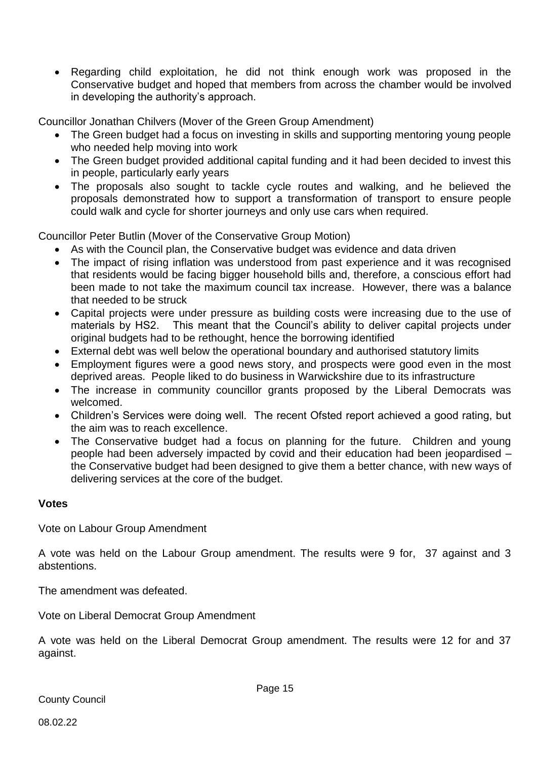- Regarding child exploitation, he did not think enough work was proposed in the Conservative budget and hoped that members from across the chamber would be involved in developing the authority's approach.

Councillor Jonathan Chilvers (Mover of the Green Group Amendment)

- The Green budget had a focus on investing in skills and supporting mentoring young people who needed help moving into work
- The Green budget provided additional capital funding and it had been decided to invest this in people, particularly early years
- The proposals also sought to tackle cycle routes and walking, and he believed the proposals demonstrated how to support a transformation of transport to ensure people could walk and cycle for shorter journeys and only use cars when required.

Councillor Peter Butlin (Mover of the Conservative Group Motion)

- As with the Council plan, the Conservative budget was evidence and data driven
- The impact of rising inflation was understood from past experience and it was recognised that residents would be facing bigger household bills and, therefore, a conscious effort had been made to not take the maximum council tax increase. However, there was a balance that needed to be struck
- Capital projects were under pressure as building costs were increasing due to the use of materials by HS2. This meant that the Council's ability to deliver capital projects under original budgets had to be rethought, hence the borrowing identified
- External debt was well below the operational boundary and authorised statutory limits
- Employment figures were a good news story, and prospects were good even in the most deprived areas. People liked to do business in Warwickshire due to its infrastructure
- The increase in community councillor grants proposed by the Liberal Democrats was welcomed.
- Children's Services were doing well. The recent Ofsted report achieved a good rating, but the aim was to reach excellence.
- The Conservative budget had a focus on planning for the future. Children and young people had been adversely impacted by covid and their education had been jeopardised – the Conservative budget had been designed to give them a better chance, with new ways of delivering services at the core of the budget.

**Votes**

Vote on Labour Group Amendment

A vote was held on the Labour Group amendment. The results were 9 for, 37 against and 3 abstentions.

The amendment was defeated.

Vote on Liberal Democrat Group Amendment

A vote was held on the Liberal Democrat Group amendment. The results were 12 for and 37 against.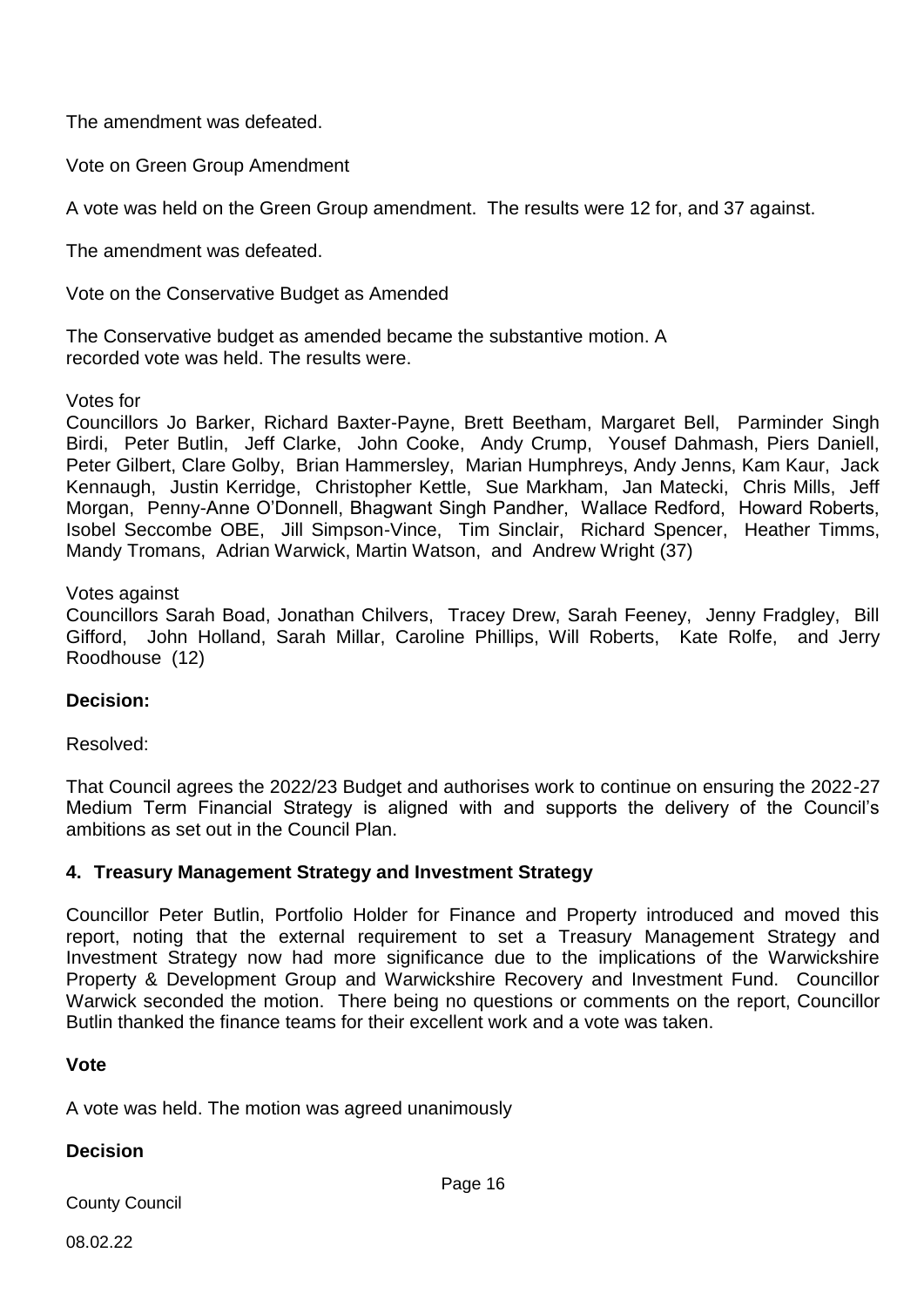The amendment was defeated.

Vote on Green Group Amendment

A vote was held on the Green Group amendment. The results were 12 for, and 37 against.

The amendment was defeated.

Vote on the Conservative Budget as Amended

The Conservative budget as amended became the substantive motion. A recorded vote was held. The results were.

Votes for

Councillors Jo Barker, Richard Baxter-Payne, Brett Beetham, Margaret Bell, Parminder Singh Birdi, Peter Butlin, Jeff Clarke, John Cooke, Andy Crump, Yousef Dahmash, Piers Daniell, Peter Gilbert, Clare Golby, Brian Hammersley, Marian Humphreys, Andy Jenns, Kam Kaur, Jack Kennaugh, Justin Kerridge, Christopher Kettle, Sue Markham, Jan Matecki, Chris Mills, Jeff Morgan, Penny-Anne O'Donnell, Bhagwant Singh Pandher, Wallace Redford, Howard Roberts, Isobel Seccombe OBE, Jill Simpson-Vince, Tim Sinclair, Richard Spencer, Heather Timms, Mandy Tromans, Adrian Warwick, Martin Watson, and Andrew Wright (37)

Votes against

Councillors Sarah Boad, Jonathan Chilvers, Tracey Drew, Sarah Feeney, Jenny Fradgley, Bill Gifford, John Holland, Sarah Millar, Caroline Phillips, Will Roberts, Kate Rolfe, and Jerry Roodhouse (12)

**Decision:**

Resolved:

That Council agrees the 2022/23 Budget and authorises work to continue on ensuring the 2022-27 Medium Term Financial Strategy is aligned with and supports the delivery of the Council's ambitions as set out in the Council Plan.

## 4. Treasury Management Strategy and Investment Strategy

Councillor Peter Butlin, Portfolio Holder for Finance and Property introduced and moved this report, noting that the external requirement to set a Treasury Management Strategy and Investment Strategy now had more significance due to the implications of the Warwickshire Property & Development Group and Warwickshire Recovery and Investment Fund. Councillor Warwick seconded the motion. There being no questions or comments on the report, Councillor Butlin thanked the finance teams for their excellent work and a vote was taken.

**Vote**

A vote was held. The motion was agreed unanimously

**Decision**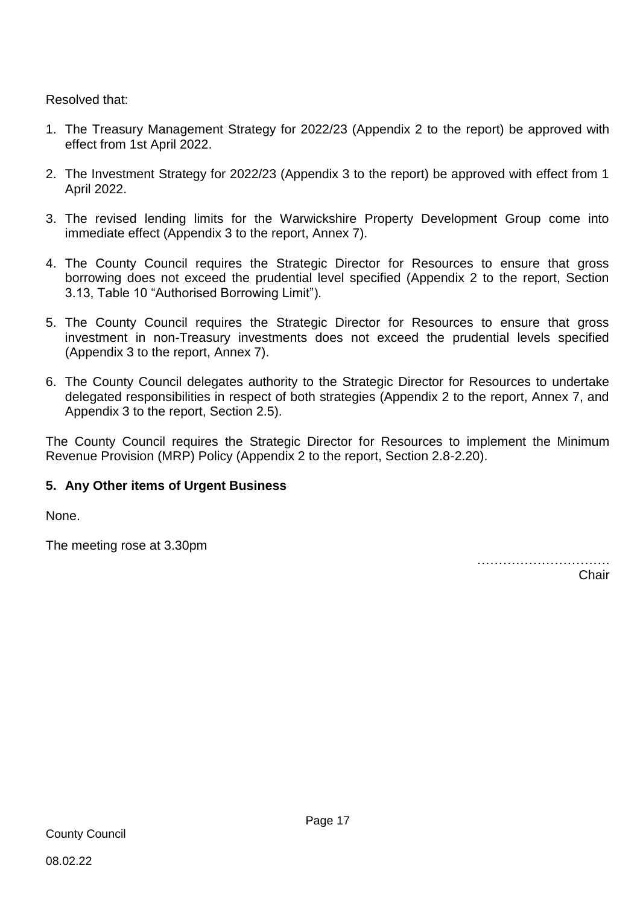Resolved that:

1. The Treasury Management Strategy for 2022/23 (Appendix 2 to the report) be approved with effect from 1st April 2022.

2. The Investment Strategy for 2022/23 (Appendix 3 to the report) be approved with effect from 1 April 2022.

3. The revised lending limits for the Warwickshire Property Development Group come into immediate effect (Appendix 3 to the report, Annex 7).

4. The County Council requires the Strategic Director for Resources to ensure that gross borrowing does not exceed the prudential level specified (Appendix 2 to the report, Section 3.13, Table 10 "Authorised Borrowing Limit").

5. The County Council requires the Strategic Director for Resources to ensure that gross investment in non-Treasury investments does not exceed the prudential levels specified (Appendix 3 to the report, Annex 7).

6. The County Council delegates authority to the Strategic Director for Resources to undertake delegated responsibilities in respect of both strategies (Appendix 2 to the report, Annex 7, and Appendix 3 to the report, Section 2.5).

The County Council requires the Strategic Director for Resources to implement the Minimum Revenue Provision (MRP) Policy (Appendix 2 to the report, Section 2.8-2.20).

### 5. Any Other items of Urgent Business

None.

The meeting rose at 3.30pm

…………………………
Chair